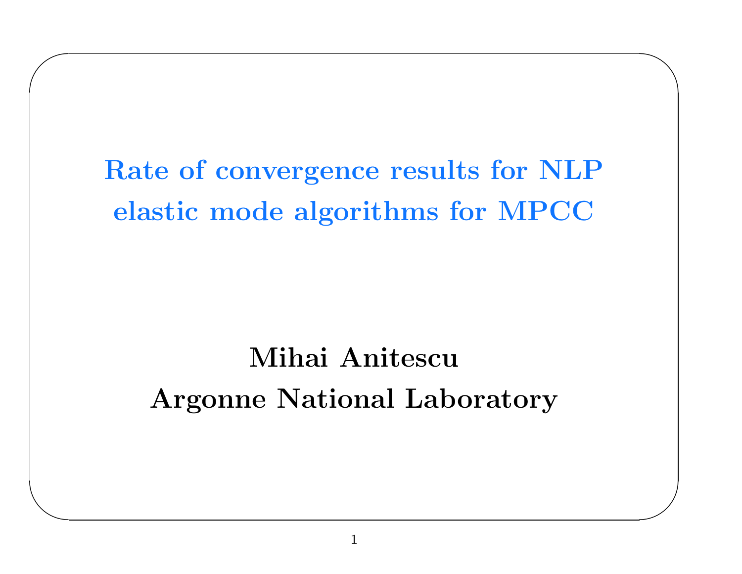# Rate of convergence results for NLP elastic mode algorithms for MPCC

**Mihai Anitescu**

**Argonne National Laboratory**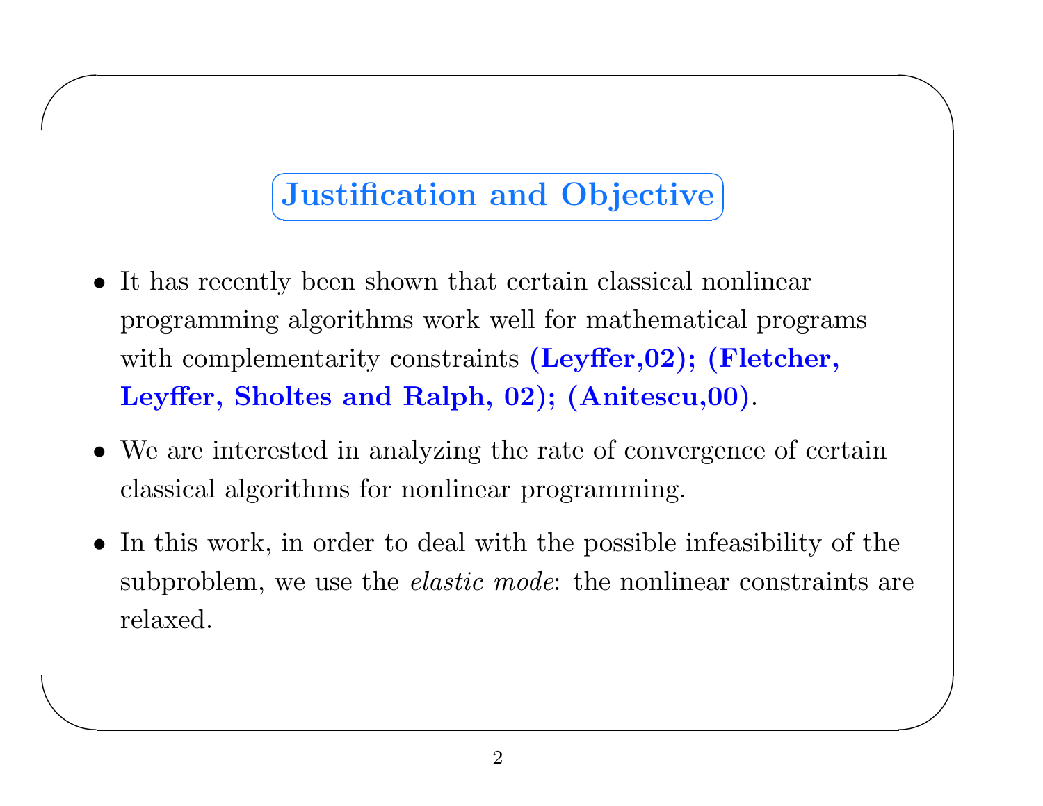## Justification and Objective

- It has recently been shown that certain classical nonlinear programming algorithms work well for mathematical programs with complementarity constraints **(Leyffer,02); (Fletcher, Leyffer, Sholtes and Ralph, 02); (Anitescu,00)**.
- We are interested in analyzing the rate of convergence of certain classical algorithms for nonlinear programming.
- In this work, in order to deal with the possible infeasibility of the subproblem, we use the *elastic mode*: the nonlinear constraints are relaxed.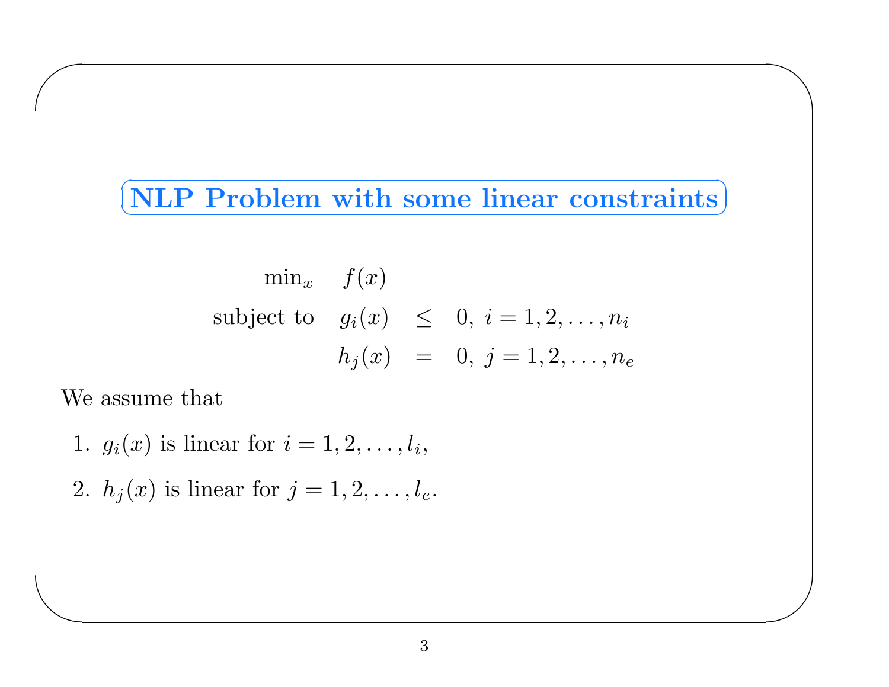## NLP Problem with some linear constraints

$$
\begin{array}{rrcl}
\min_x & f(x) & & \\
\text{subject to} & g_i(x) & \leq & 0,\ i = 1, 2, \ldots, n_i \\
& h_j(x) & = & 0,\ j = 1, 2, \ldots, n_e
\end{array}
$$

We assume that

1. $g_i(x)$ is linear for $i = 1, 2, \ldots, l_i$,
2. $h_j(x)$ is linear for $j = 1, 2, \ldots, l_e$.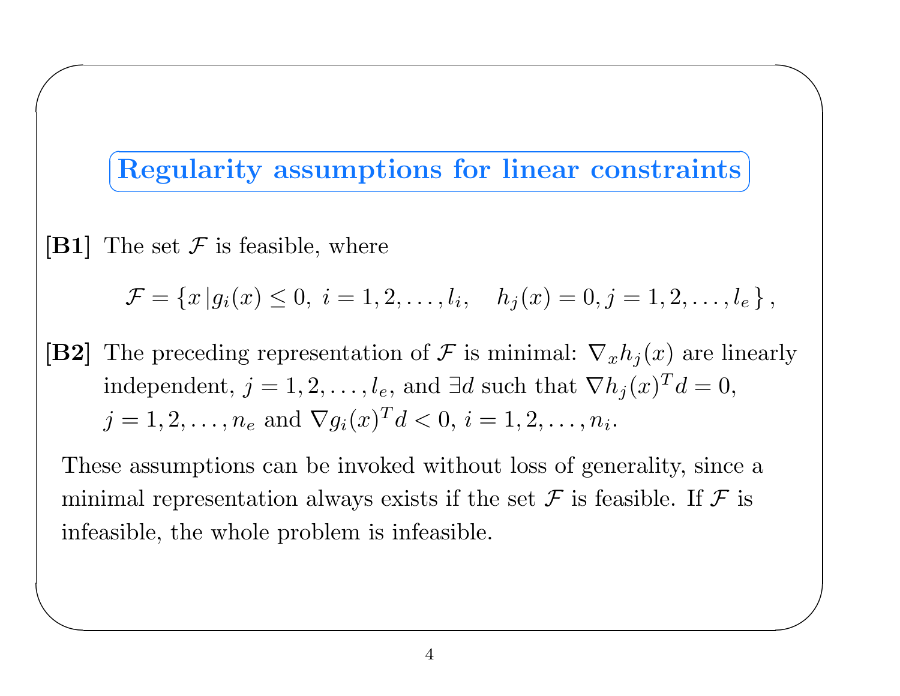## Regularity assumptions for linear constraints

**[B1]** The set $\mathcal{F}$ is feasible, where

$$\mathcal{F} = \{x \,|\, g_i(x) \leq 0,\ i = 1, 2, \ldots, l_i, \quad h_j(x) = 0, j = 1, 2, \ldots, l_e\},$$

**[B2]** The preceding representation of $\mathcal{F}$ is minimal: $\nabla_x h_j(x)$ are linearly independent, $j = 1, 2, \ldots, l_e$, and $\exists d$ such that $\nabla h_j(x)^T d = 0$, $j = 1, 2, \ldots, n_e$ and $\nabla g_i(x)^T d < 0$, $i = 1, 2, \ldots, n_i$.

These assumptions can be invoked without loss of generality, since a minimal representation always exists if the set $\mathcal{F}$ is feasible. If $\mathcal{F}$ is infeasible, the whole problem is infeasible.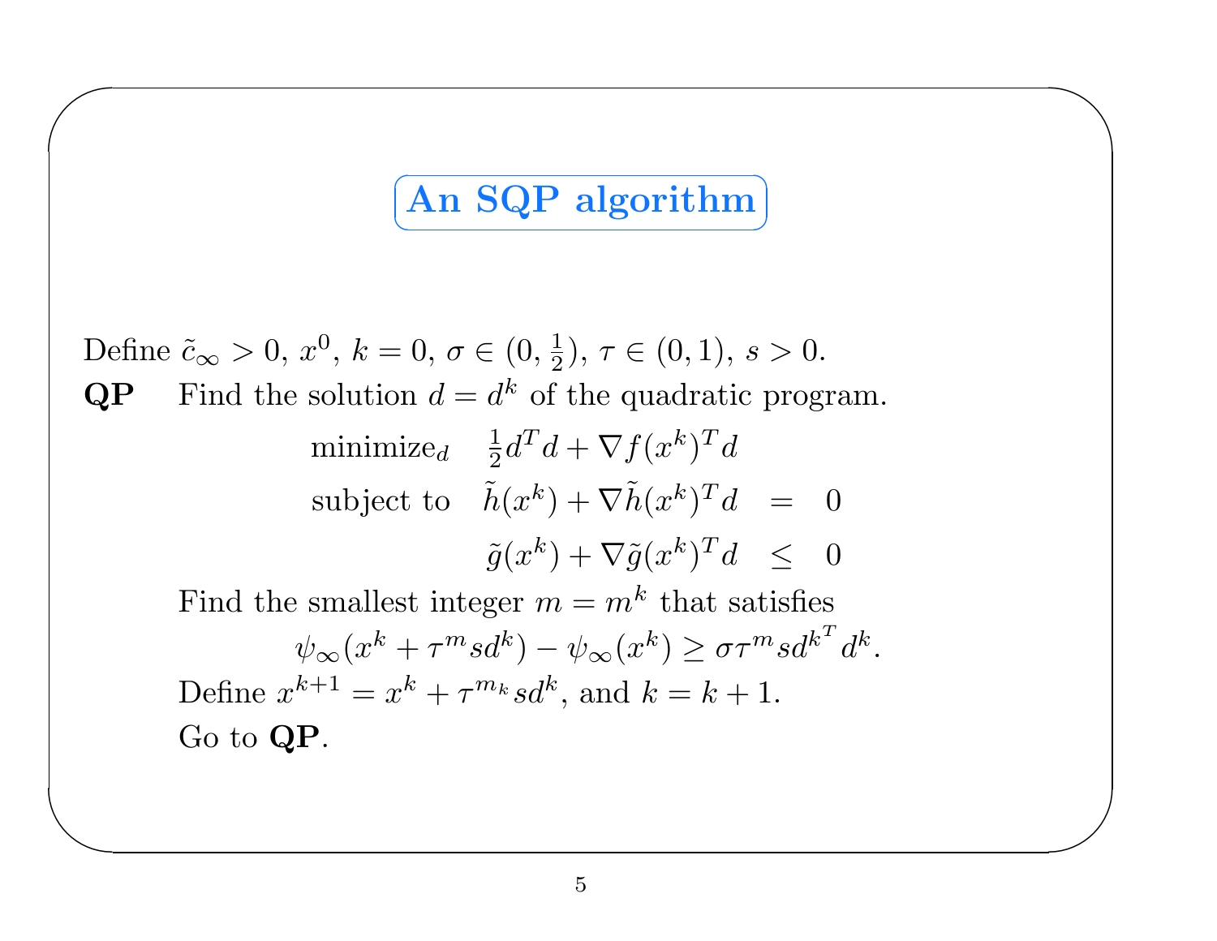# An SQP algorithm

Define $\tilde{c}_\infty > 0$, $x^0$, $k = 0$, $\sigma \in (0, \frac{1}{2})$, $\tau \in (0, 1)$, $s > 0$.

**QP** Find the solution $d = d^k$ of the quadratic program.

$$
\begin{array}{lrcl}
\text{minimize}_d & \frac{1}{2} d^T d + \nabla f(x^k)^T d & & \\
\text{subject to} & \tilde{h}(x^k) + \nabla \tilde{h}(x^k)^T d & = & 0 \\
 & \tilde{g}(x^k) + \nabla \tilde{g}(x^k)^T d & \leq & 0
\end{array}
$$

Find the smallest integer $m = m^k$ that satisfies

$$
\psi_\infty(x^k + \tau^m s d^k) - \psi_\infty(x^k) \geq \sigma \tau^m s {d^k}^T d^k.
$$

Define $x^{k+1} = x^k + \tau^{m_k} s d^k$, and $k = k + 1$.

Go to **QP**.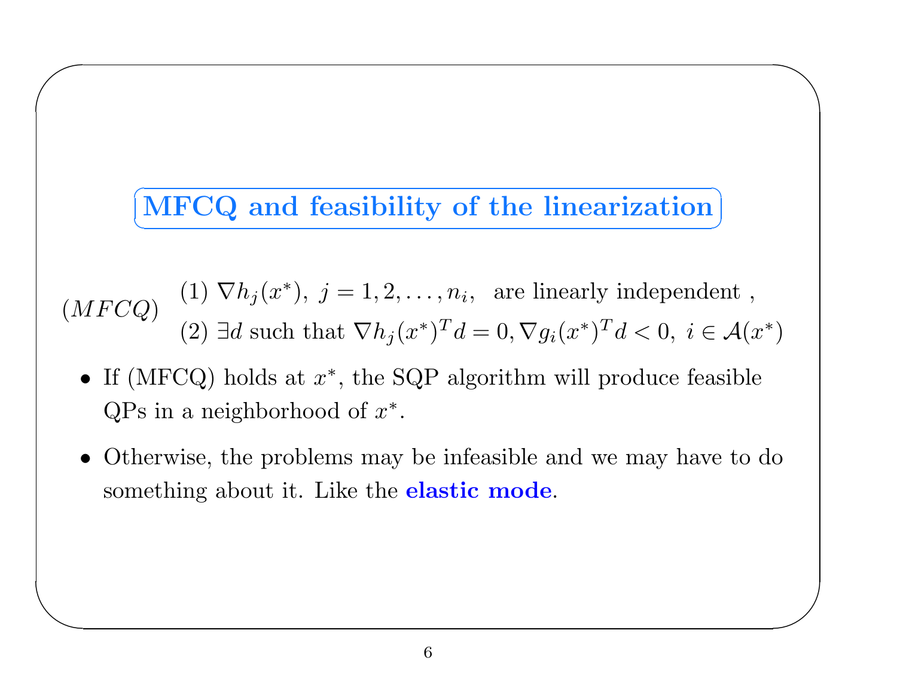## MFCQ and feasibility of the linearization

$$(MFCQ) \quad \begin{array}{l} (1)\ \nabla h_j(x^*),\ j = 1, 2, \ldots, n_i, \ \text{ are linearly independent }, \\ (2)\ \exists d \text{ such that } \nabla h_j(x^*)^T d = 0, \nabla g_i(x^*)^T d < 0,\ i \in \mathcal{A}(x^*) \end{array}$$

- If (MFCQ) holds at $x^*$, the SQP algorithm will produce feasible QPs in a neighborhood of $x^*$.
- Otherwise, the problems may be infeasible and we may have to do something about it. Like the **elastic mode**.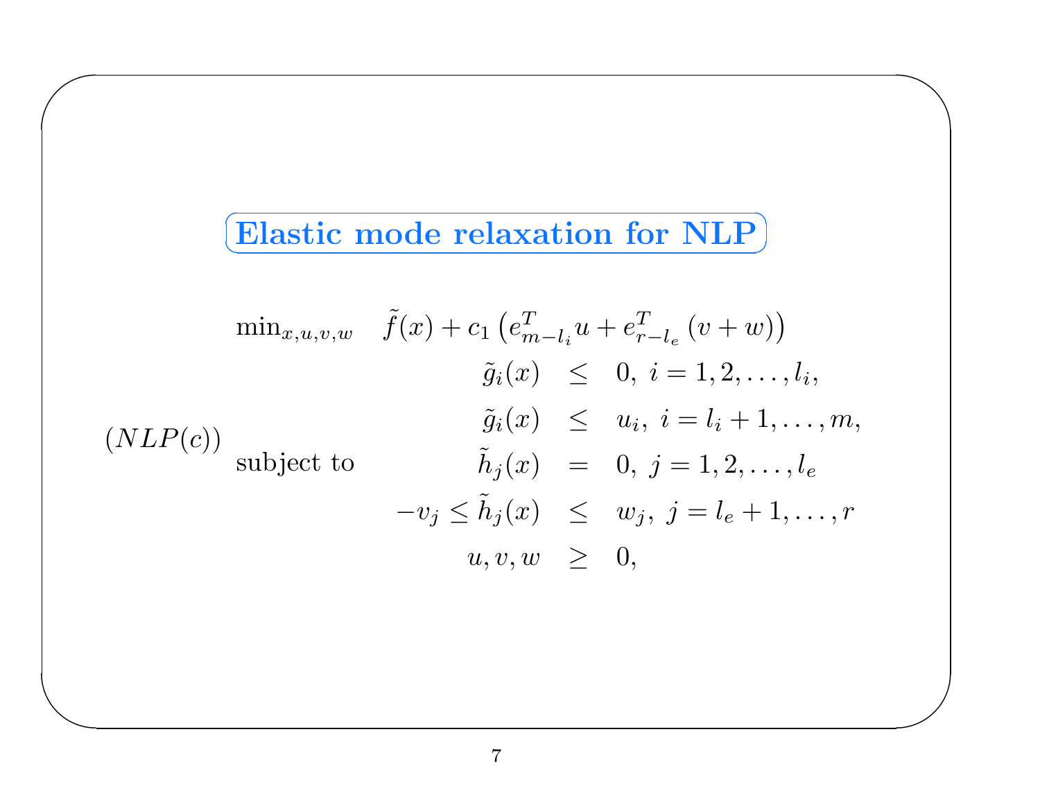## Elastic mode relaxation for NLP

$$
(NLP(c)) \quad
\begin{array}{ll}
\min_{x,u,v,w} & \tilde{f}(x) + c_1 \left( e^T_{m-l_i} u + e^T_{r-l_e} (v+w) \right) \\
\text{subject to} & \begin{array}{rcl}
\tilde{g}_i(x) & \leq & 0, \ i = 1, 2, \ldots, l_i, \\
\tilde{g}_i(x) & \leq & u_i, \ i = l_i + 1, \ldots, m, \\
\tilde{h}_j(x) & = & 0, \ j = 1, 2, \ldots, l_e \\
-v_j \leq \tilde{h}_j(x) & \leq & w_j, \ j = l_e + 1, \ldots, r \\
u, v, w & \geq & 0,
\end{array}
\end{array}
$$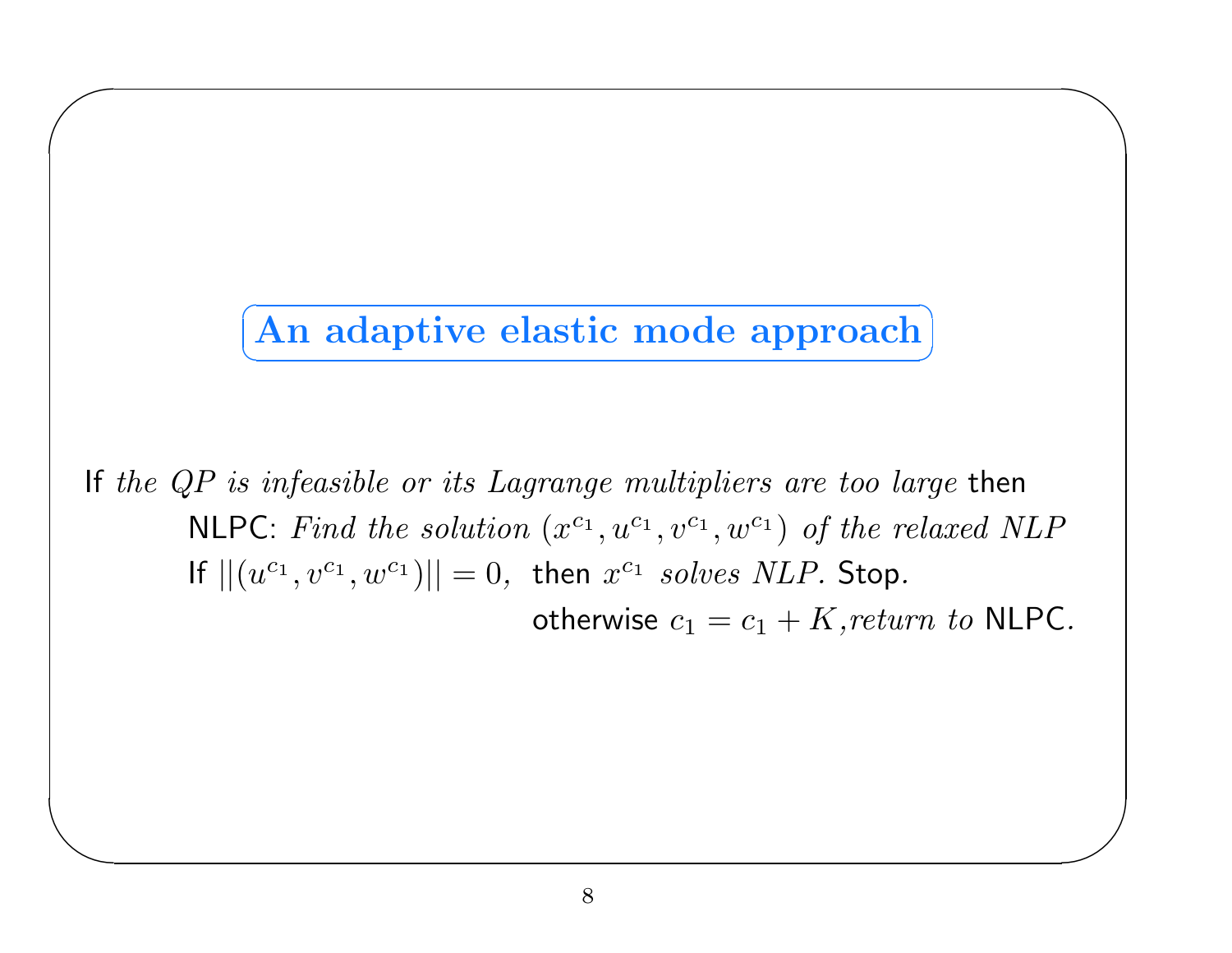## An adaptive elastic mode approach

If *the QP is infeasible or its Lagrange multipliers are too large* then

NLPC: *Find the solution* $(x^{c_1}, u^{c_1}, v^{c_1}, w^{c_1})$ *of the relaxed NLP*

If $||(u^{c_1}, v^{c_1}, w^{c_1})|| = 0,$ then $x^{c_1}$ *solves NLP.* Stop.

otherwise $c_1 = c_1 + K$,*return to* NLPC.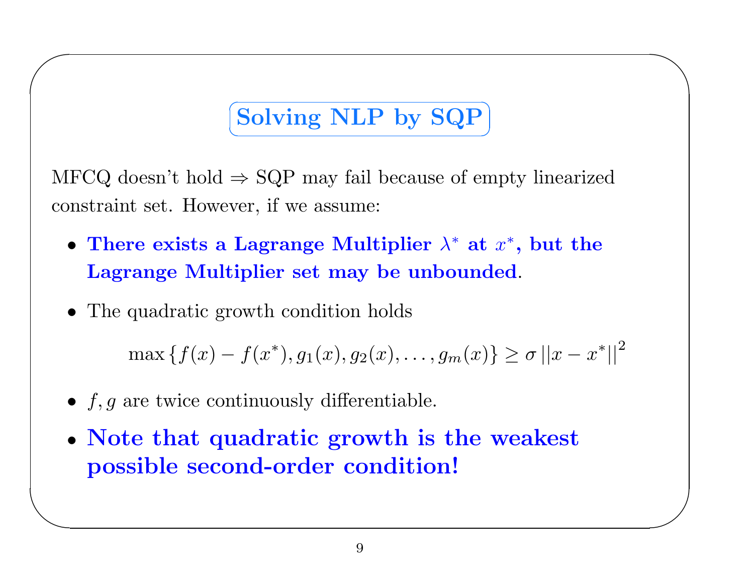# Solving NLP by SQP

MFCQ doesn't hold $\Rightarrow$ SQP may fail because of empty linearized constraint set. However, if we assume:

- **There exists a Lagrange Multiplier $\lambda^*$ at $x^*$, but the Lagrange Multiplier set may be unbounded**.
- The quadratic growth condition holds

$$\max \{f(x) - f(x^*), g_1(x), g_2(x), \ldots, g_m(x)\} \geq \sigma \, ||x - x^*||^2$$

- $f, g$ are twice continuously differentiable.
- **Note that quadratic growth is the weakest possible second-order condition!**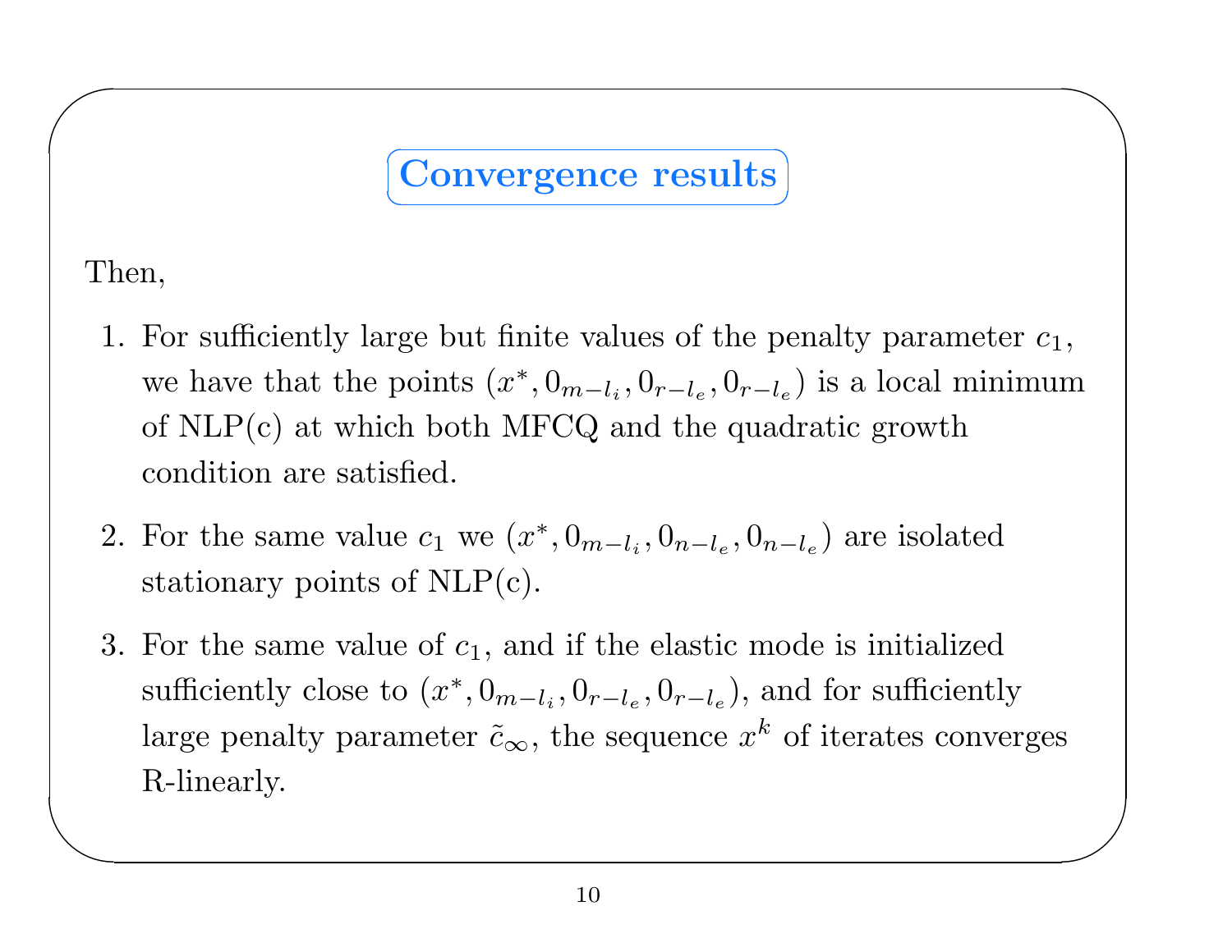# Convergence results

Then,

1. For sufficiently large but finite values of the penalty parameter $c_1$, we have that the points $(x^*, 0_{m-l_i}, 0_{r-l_e}, 0_{r-l_e})$ is a local minimum of NLP(c) at which both MFCQ and the quadratic growth condition are satisfied.

2. For the same value $c_1$ we $(x^*, 0_{m-l_i}, 0_{n-l_e}, 0_{n-l_e})$ are isolated stationary points of NLP(c).

3. For the same value of $c_1$, and if the elastic mode is initialized sufficiently close to $(x^*, 0_{m-l_i}, 0_{r-l_e}, 0_{r-l_e})$, and for sufficiently large penalty parameter $\tilde{c}_\infty$, the sequence $x^k$ of iterates converges R-linearly.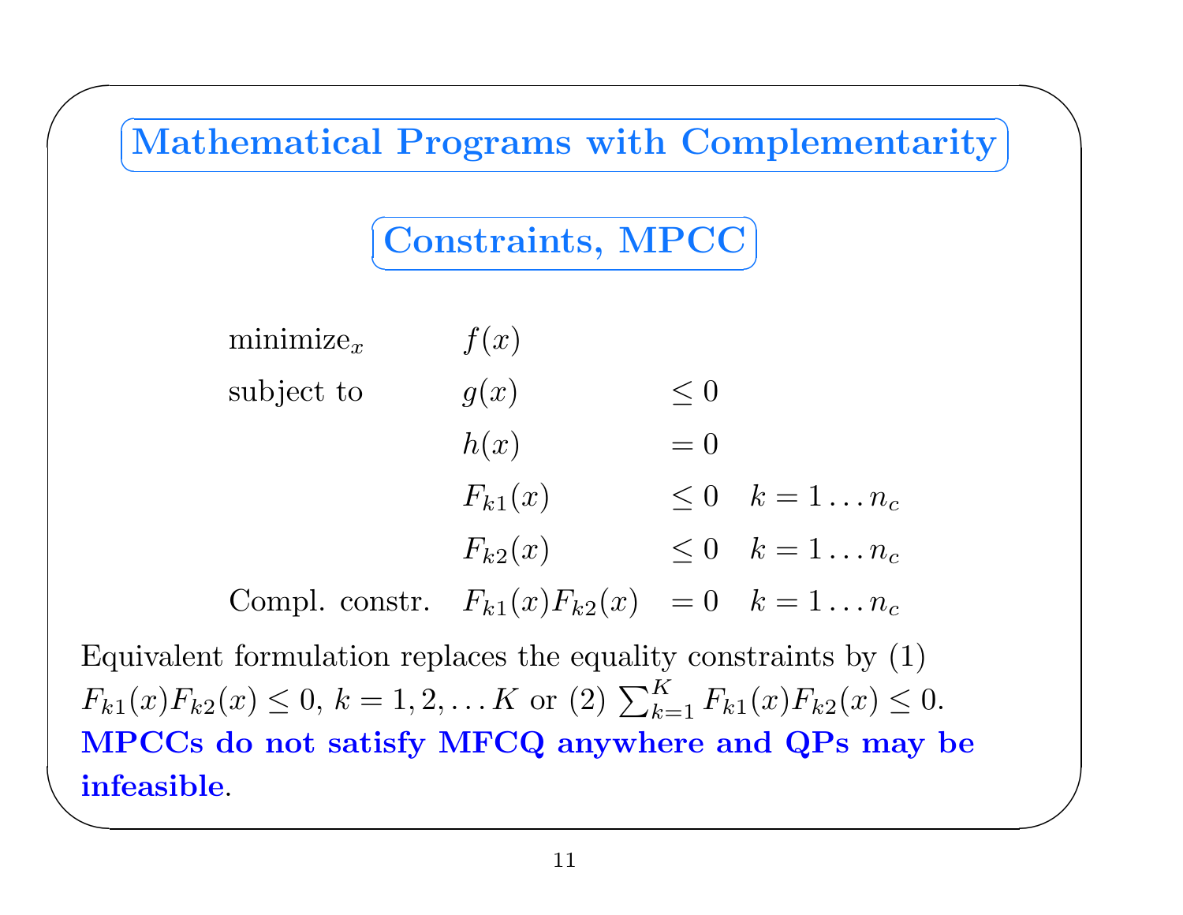# Mathematical Programs with Complementarity

## Constraints, MPCC

$$
\begin{array}{llll}
\text{minimize}_x & f(x) & & \\
\text{subject to} & g(x) & \leq 0 & \\
 & h(x) & = 0 & \\
 & F_{k1}(x) & \leq 0 & k = 1 \ldots n_c \\
 & F_{k2}(x) & \leq 0 & k = 1 \ldots n_c \\
\text{Compl. constr.} & F_{k1}(x)F_{k2}(x) & = 0 & k = 1 \ldots n_c
\end{array}
$$

Equivalent formulation replaces the equality constraints by (1) $F_{k1}(x)F_{k2}(x) \leq 0$, $k = 1, 2, \ldots K$ or (2) $\sum_{k=1}^{K} F_{k1}(x)F_{k2}(x) \leq 0$. **MPCCs do not satisfy MFCQ anywhere and QPs may be infeasible**.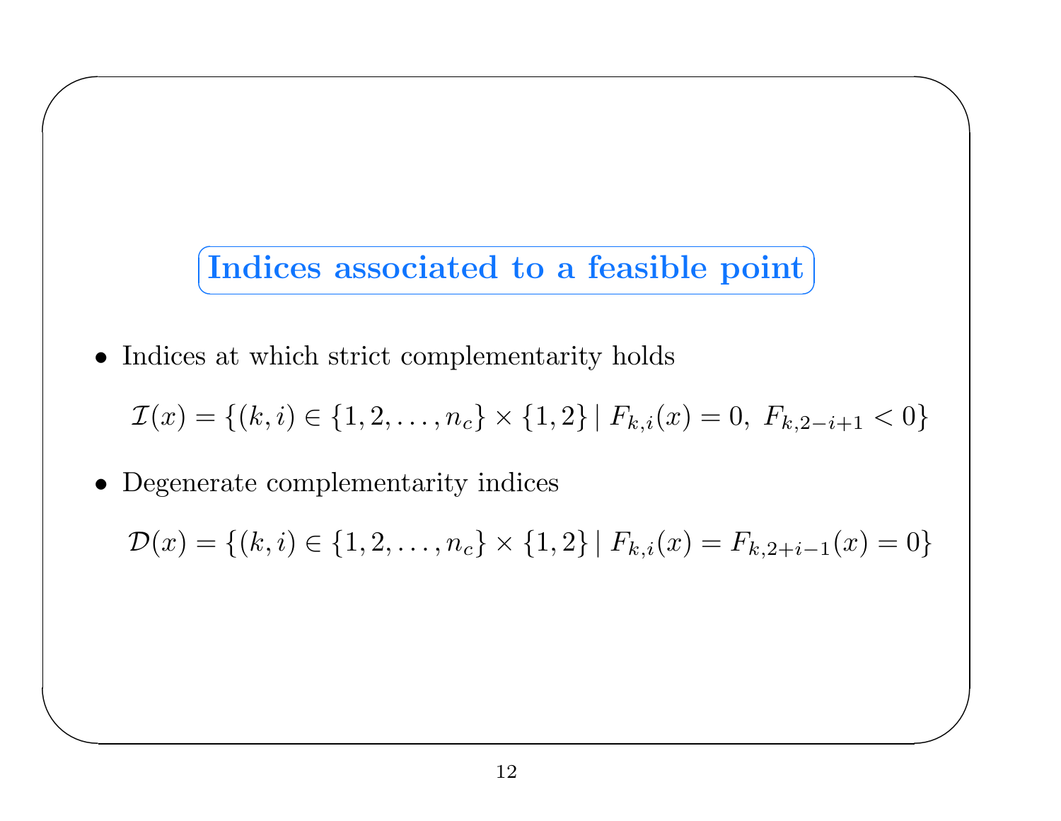## Indices associated to a feasible point

- Indices at which strict complementarity holds

$$\mathcal{I}(x) = \{(k,i) \in \{1,2,\ldots,n_c\} \times \{1,2\} \mid F_{k,i}(x) = 0,\ F_{k,2-i+1} < 0\}$$

- Degenerate complementarity indices

$$\mathcal{D}(x) = \{(k,i) \in \{1,2,\ldots,n_c\} \times \{1,2\} \mid F_{k,i}(x) = F_{k,2+i-1}(x) = 0\}$$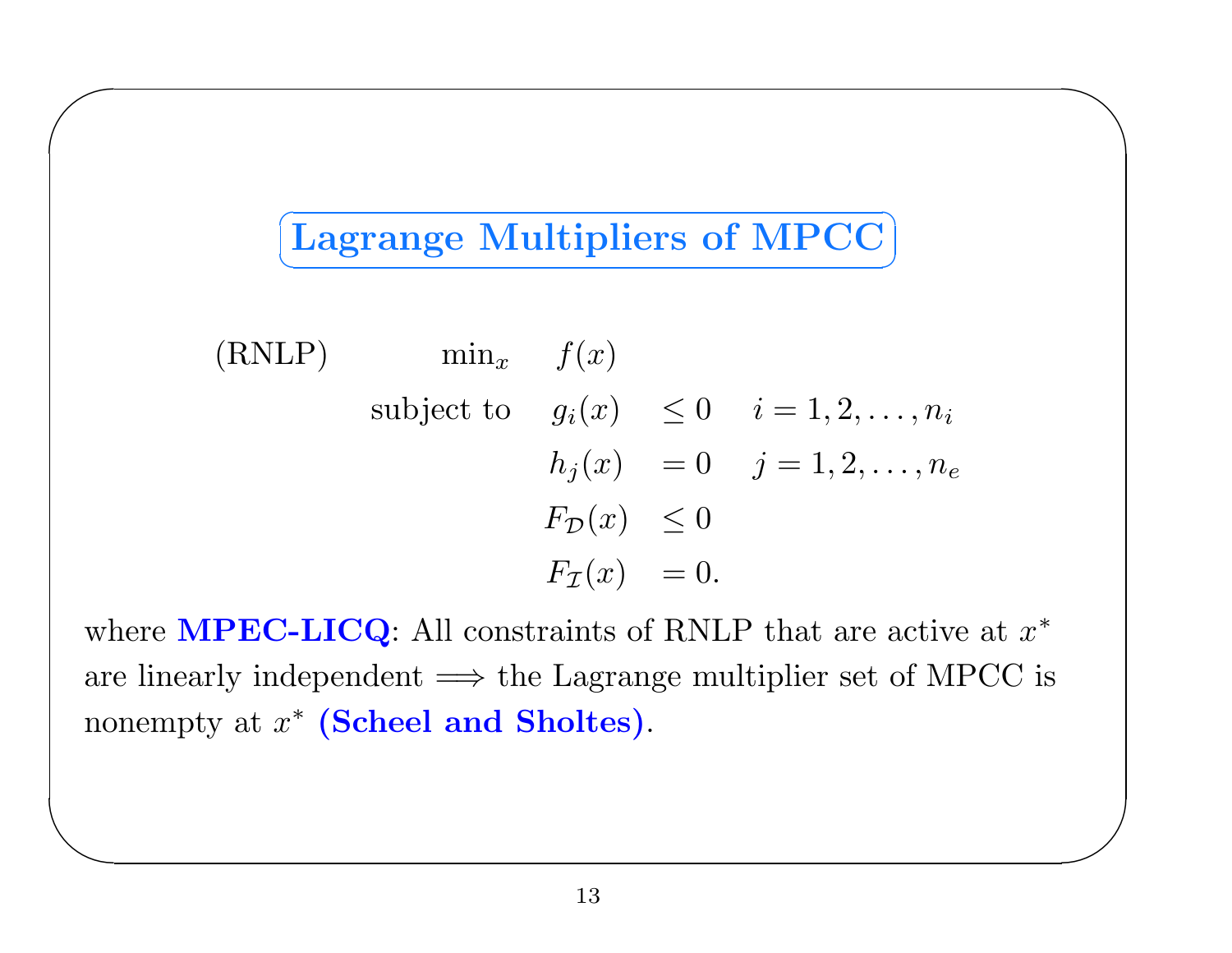# Lagrange Multipliers of MPCC

$$
\begin{array}{llll}
\text{(RNLP)} & \min_x & f(x) & \\
& \text{subject to} & g_i(x) \leq 0 & i = 1, 2, \ldots, n_i \\
& & h_j(x) = 0 & j = 1, 2, \ldots, n_e \\
& & F_{\mathcal{D}}(x) \leq 0 & \\
& & F_{\mathcal{I}}(x) = 0. &
\end{array}
$$

where **MPEC-LICQ**: All constraints of RNLP that are active at $x^*$ are linearly independent $\Longrightarrow$ the Lagrange multiplier set of MPCC is nonempty at $x^*$ **(Scheel and Sholtes)**.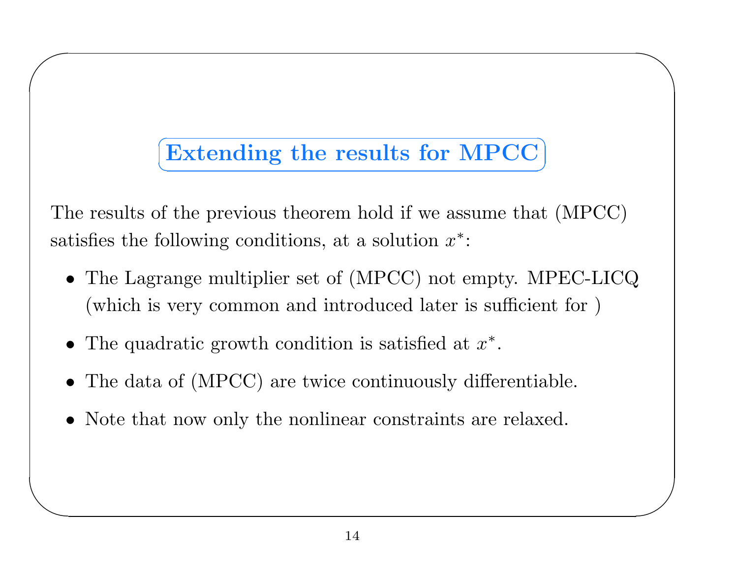## Extending the results for MPCC

The results of the previous theorem hold if we assume that (MPCC) satisfies the following conditions, at a solution $x^*$:

- The Lagrange multiplier set of (MPCC) not empty. MPEC-LICQ (which is very common and introduced later is sufficient for )
- The quadratic growth condition is satisfied at $x^*$.
- The data of (MPCC) are twice continuously differentiable.
- Note that now only the nonlinear constraints are relaxed.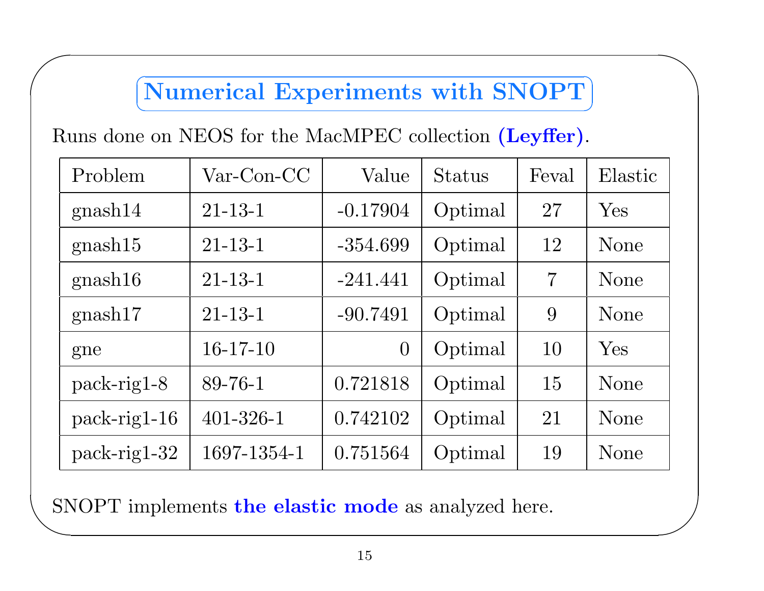## Numerical Experiments with SNOPT

Runs done on NEOS for the MacMPEC collection **(Leyffer)**.

| Problem | Var-Con-CC | Value | Status | Feval | Elastic |
|---|---|---|---|---|---|
| gnash14 | 21-13-1 | -0.17904 | Optimal | 27 | Yes |
| gnash15 | 21-13-1 | -354.699 | Optimal | 12 | None |
| gnash16 | 21-13-1 | -241.441 | Optimal | 7 | None |
| gnash17 | 21-13-1 | -90.7491 | Optimal | 9 | None |
| gne | 16-17-10 | 0 | Optimal | 10 | Yes |
| pack-rig1-8 | 89-76-1 | 0.721818 | Optimal | 15 | None |
| pack-rig1-16 | 401-326-1 | 0.742102 | Optimal | 21 | None |
| pack-rig1-32 | 1697-1354-1 | 0.751564 | Optimal | 19 | None |

SNOPT implements **the elastic mode** as analyzed here.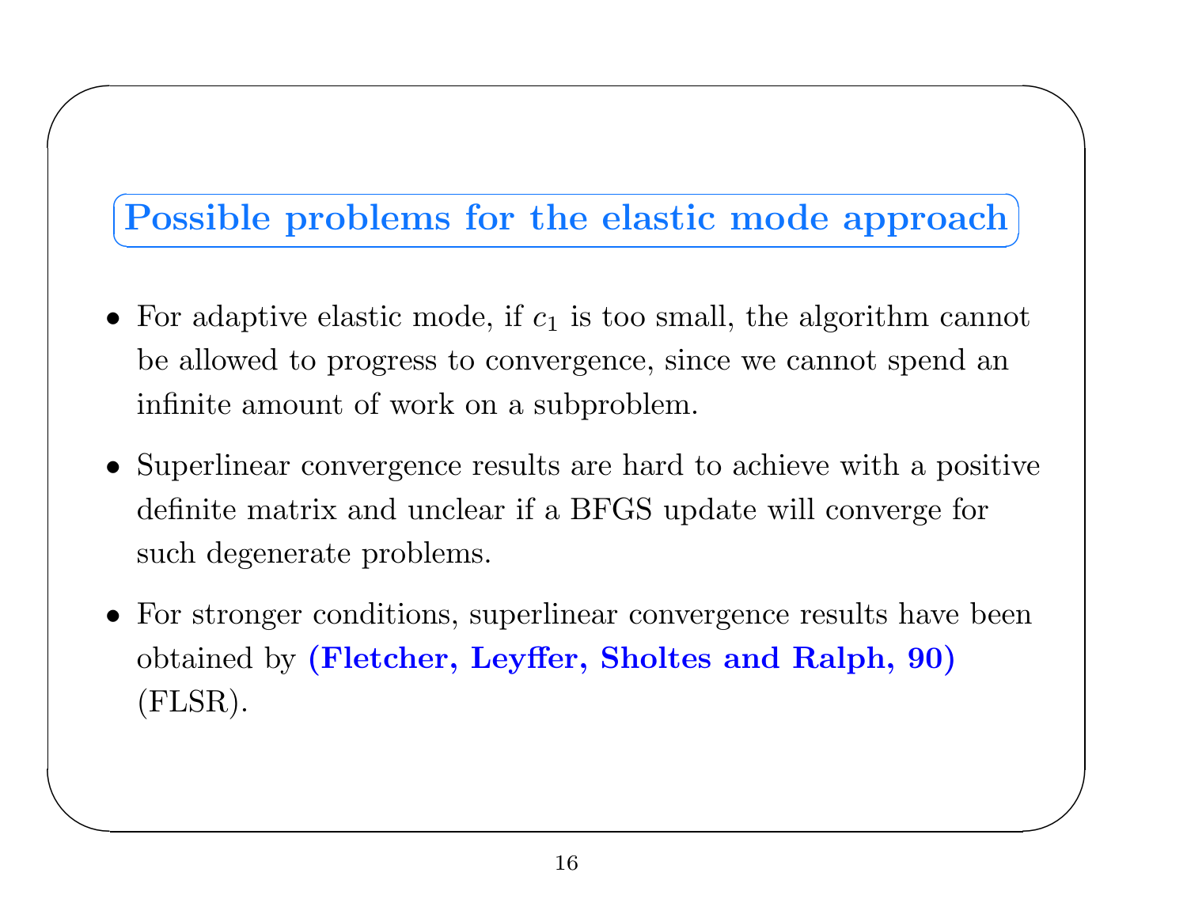## Possible problems for the elastic mode approach

- For adaptive elastic mode, if $c_1$ is too small, the algorithm cannot be allowed to progress to convergence, since we cannot spend an infinite amount of work on a subproblem.
- Superlinear convergence results are hard to achieve with a positive definite matrix and unclear if a BFGS update will converge for such degenerate problems.
- For stronger conditions, superlinear convergence results have been obtained by **(Fletcher, Leyffer, Sholtes and Ralph, 90)** (FLSR).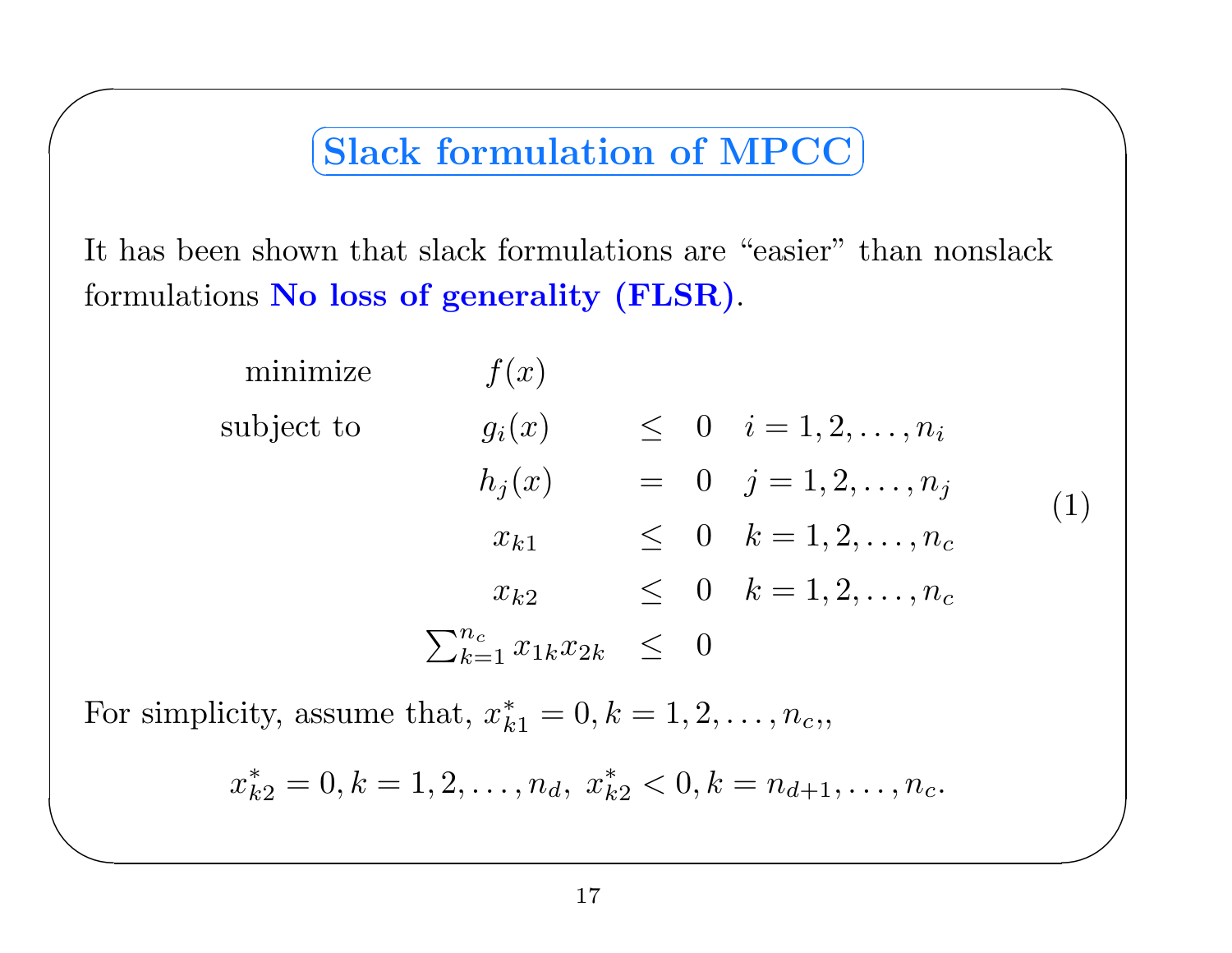# Slack formulation of MPCC

It has been shown that slack formulations are "easier" than nonslack formulations **No loss of generality (FLSR)**.

$$
\begin{array}{llcll}
\text{minimize} & f(x) & & & \\
\text{subject to} & g_i(x) & \leq & 0 & i = 1, 2, \ldots, n_i \\
& h_j(x) & = & 0 & j = 1, 2, \ldots, n_j \\
& x_{k1} & \leq & 0 & k = 1, 2, \ldots, n_c \\
& x_{k2} & \leq & 0 & k = 1, 2, \ldots, n_c \\
& \sum_{k=1}^{n_c} x_{1k} x_{2k} & \leq & 0 &
\end{array}
\qquad (1)
$$

For simplicity, assume that, $x_{k1}^* = 0, k = 1, 2, \ldots, n_c,$,

$$
x_{k2}^* = 0, k = 1, 2, \ldots, n_d, \; x_{k2}^* < 0, k = n_{d+1}, \ldots, n_c.
$$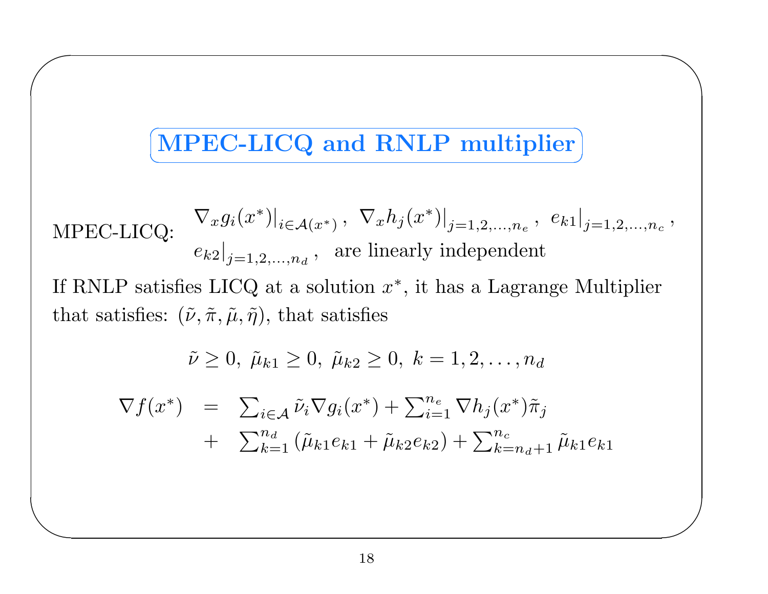## MPEC-LICQ and RNLP multiplier

MPEC-LICQ: $\nabla_x g_i(x^*)\big|_{i\in\mathcal{A}(x^*)}$, $\nabla_x h_j(x^*)\big|_{j=1,2,\ldots,n_e}$, $e_{k1}\big|_{j=1,2,\ldots,n_c}$, $e_{k2}\big|_{j=1,2,\ldots,n_d}$, are linearly independent

If RNLP satisfies LICQ at a solution $x^*$, it has a Lagrange Multiplier that satisfies: $(\tilde{\nu}, \tilde{\pi}, \tilde{\mu}, \tilde{\eta})$, that satisfies

$$\tilde{\nu} \geq 0,\ \tilde{\mu}_{k1} \geq 0,\ \tilde{\mu}_{k2} \geq 0,\ k = 1, 2, \ldots, n_d$$

$$\begin{aligned}
\nabla f(x^*) &= \textstyle\sum_{i\in\mathcal{A}} \tilde{\nu}_i \nabla g_i(x^*) + \sum_{i=1}^{n_e} \nabla h_j(x^*)\tilde{\pi}_j \\
&+ \textstyle\sum_{k=1}^{n_d} \left(\tilde{\mu}_{k1} e_{k1} + \tilde{\mu}_{k2} e_{k2}\right) + \sum_{k=n_d+1}^{n_c} \tilde{\mu}_{k1} e_{k1}
\end{aligned}$$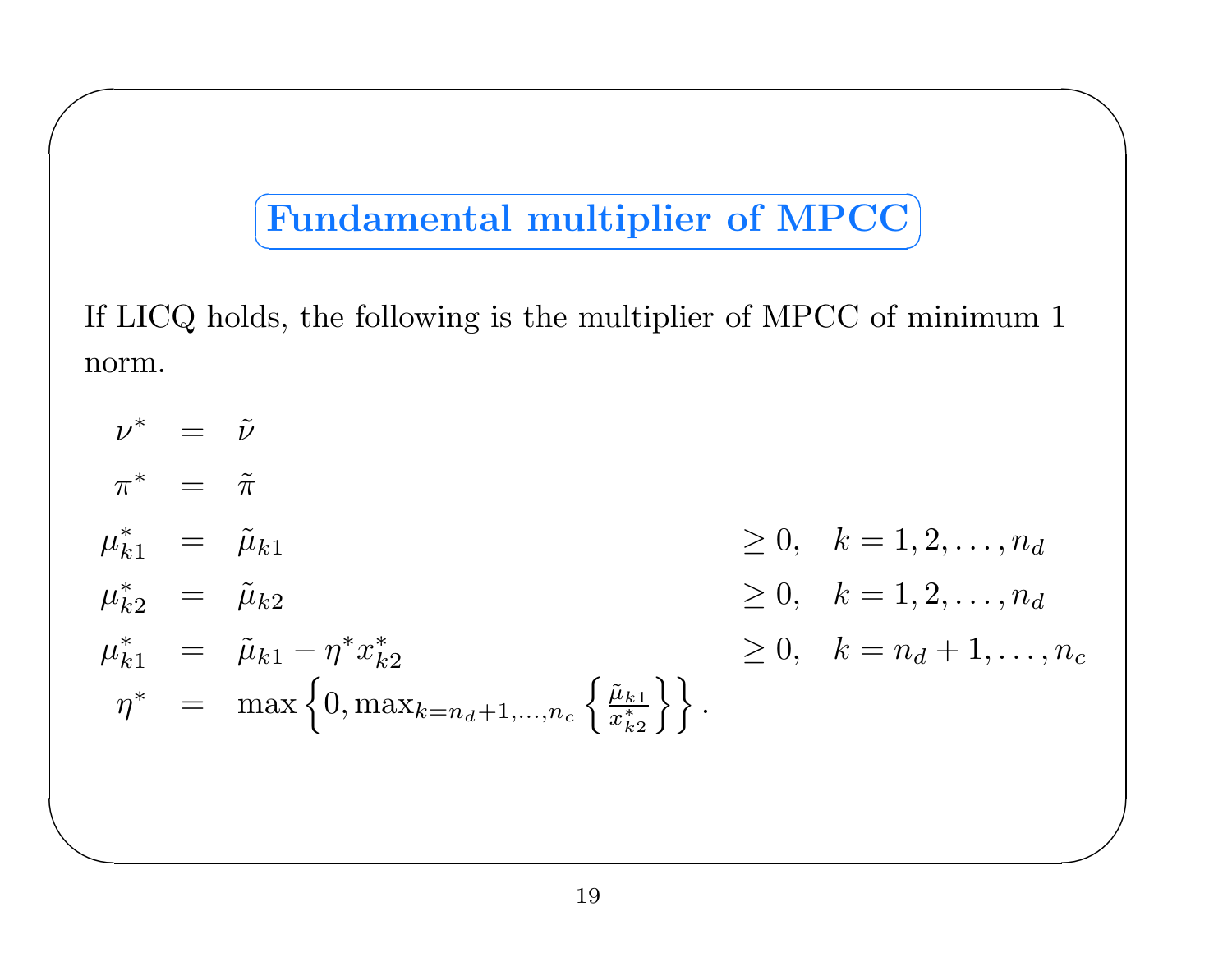## Fundamental multiplier of MPCC

If LICQ holds, the following is the multiplier of MPCC of minimum 1 norm.

$$
\begin{array}{rcll}
\nu^* & = & \tilde{\nu} & \\
\pi^* & = & \tilde{\pi} & \\
\mu^*_{k1} & = & \tilde{\mu}_{k1} & \geq 0, \quad k = 1, 2, \ldots, n_d \\
\mu^*_{k2} & = & \tilde{\mu}_{k2} & \geq 0, \quad k = 1, 2, \ldots, n_d \\
\mu^*_{k1} & = & \tilde{\mu}_{k1} - \eta^* x^*_{k2} & \geq 0, \quad k = n_d + 1, \ldots, n_c \\
\eta^* & = & \max \left\{ 0, \max_{k = n_d+1, \ldots, n_c} \left\{ \frac{\tilde{\mu}_{k1}}{x^*_{k2}} \right\} \right\}. &
\end{array}
$$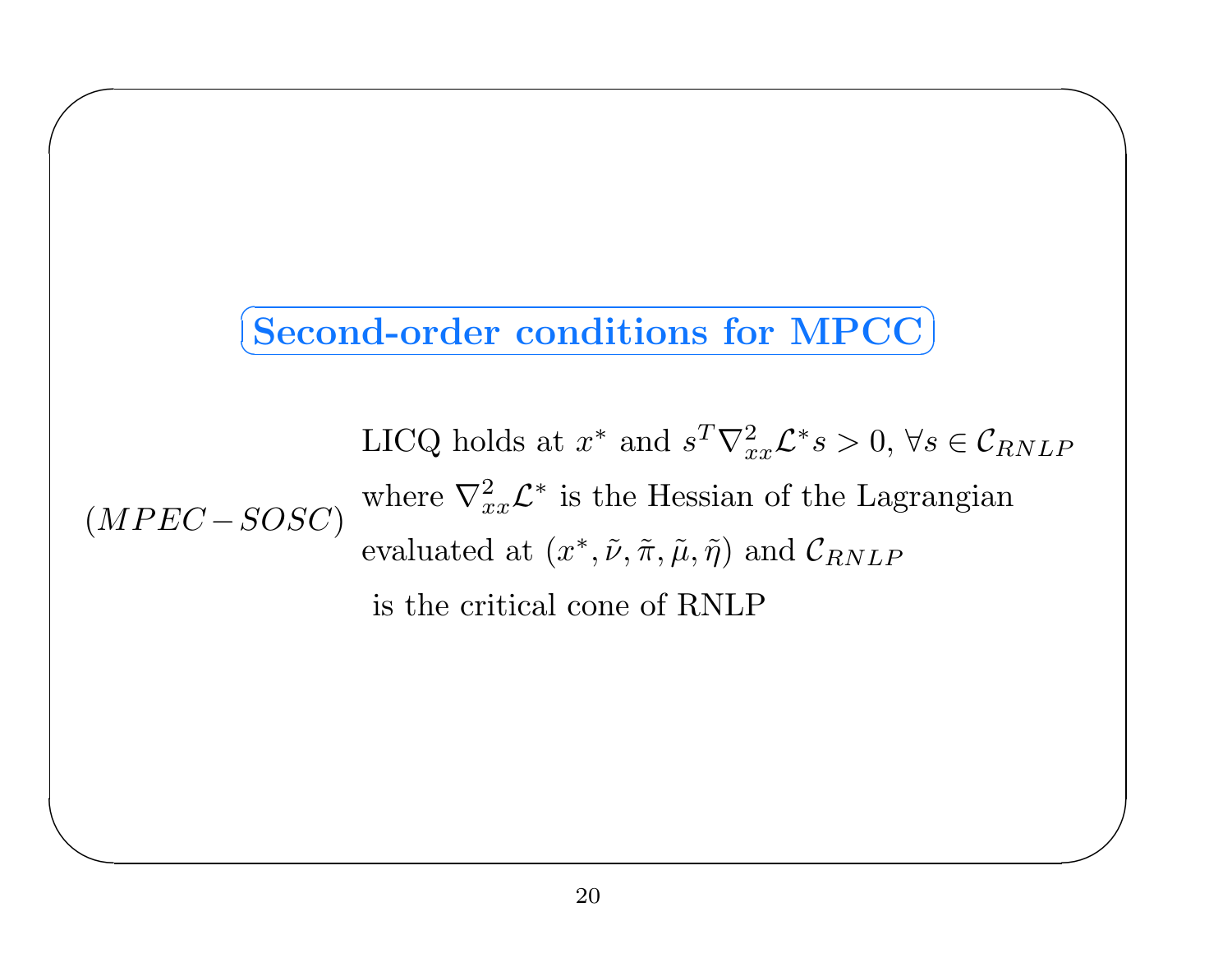## Second-order conditions for MPCC

$(MPEC-SOSC)$ LICQ holds at $x^*$ and $s^T \nabla^2_{xx} \mathcal{L}^* s > 0, \forall s \in \mathcal{C}_{RNLP}$ where $\nabla^2_{xx} \mathcal{L}^*$ is the Hessian of the Lagrangian evaluated at $(x^*, \tilde{\nu}, \tilde{\pi}, \tilde{\mu}, \tilde{\eta})$ and $\mathcal{C}_{RNLP}$ is the critical cone of RNLP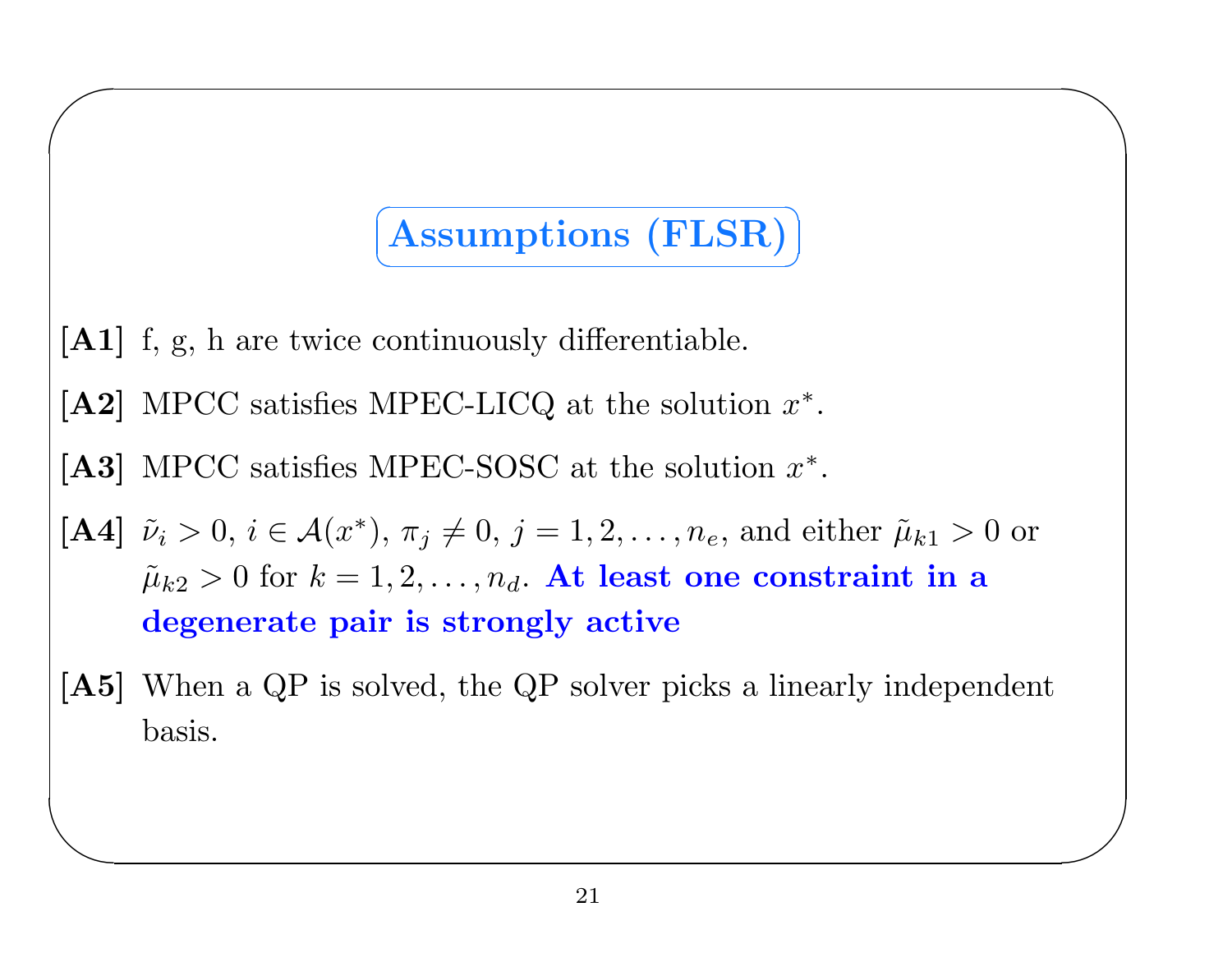# Assumptions (FLSR)

**[A1]** f, g, h are twice continuously differentiable.

**[A2]** MPCC satisfies MPEC-LICQ at the solution $x^*$.

**[A3]** MPCC satisfies MPEC-SOSC at the solution $x^*$.

**[A4]** $\tilde{\nu}_i > 0$, $i \in \mathcal{A}(x^*)$, $\pi_j \neq 0$, $j = 1, 2, \ldots, n_e$, and either $\tilde{\mu}_{k1} > 0$ or $\tilde{\mu}_{k2} > 0$ for $k = 1, 2, \ldots, n_d$. **At least one constraint in a degenerate pair is strongly active**

**[A5]** When a QP is solved, the QP solver picks a linearly independent basis.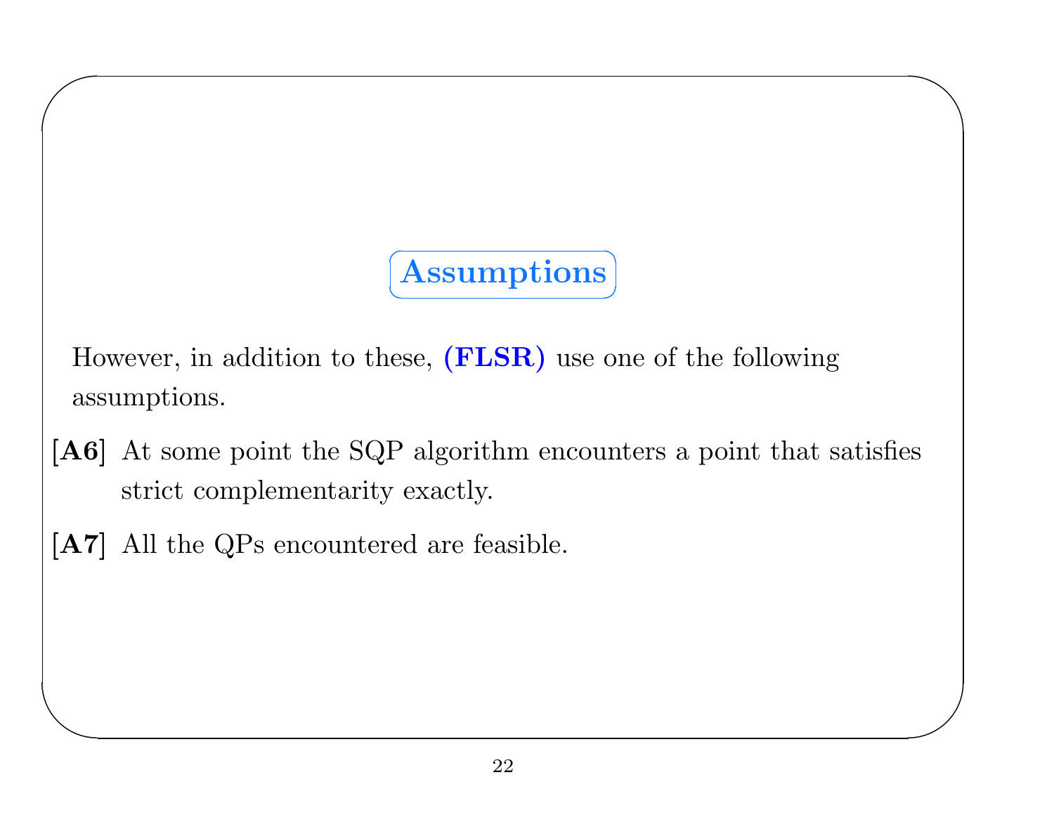## Assumptions

However, in addition to these, **(FLSR)** use one of the following assumptions.

**[A6]** At some point the SQP algorithm encounters a point that satisfies strict complementarity exactly.

**[A7]** All the QPs encountered are feasible.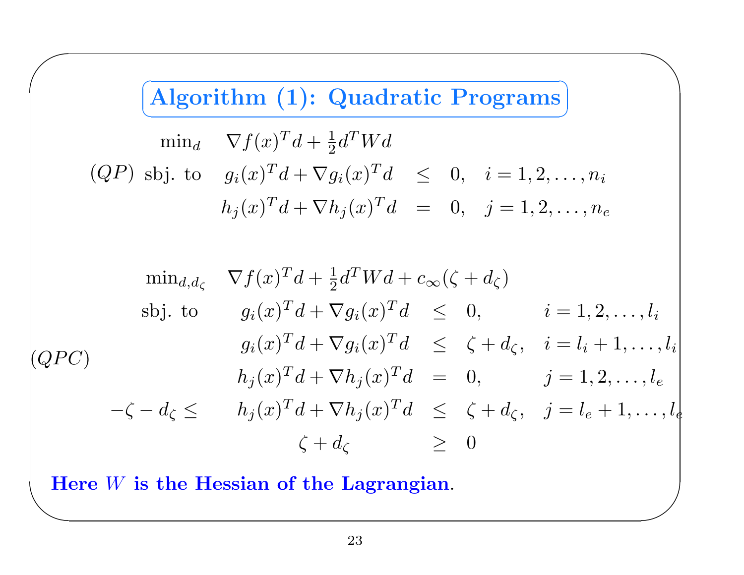## Algorithm (1): Quadratic Programs

$$
(QP) \quad
\begin{array}{lrcll}
\min_d & \nabla f(x)^T d + \frac{1}{2} d^T W d & & & \\
\text{sbj. to} & g_i(x)^T d + \nabla g_i(x)^T d & \leq & 0, & i = 1, 2, \ldots, n_i \\
 & h_j(x)^T d + \nabla h_j(x)^T d & = & 0, & j = 1, 2, \ldots, n_e
\end{array}
$$

$$
(QPC) \quad
\begin{array}{rrcll}
\min_{d, d_\zeta} & \nabla f(x)^T d + \frac{1}{2} d^T W d + c_\infty(\zeta + d_\zeta) & & & \\
\text{sbj. to} & g_i(x)^T d + \nabla g_i(x)^T d & \leq & 0, & i = 1, 2, \ldots, l_i \\
 & g_i(x)^T d + \nabla g_i(x)^T d & \leq & \zeta + d_\zeta, & i = l_i + 1, \ldots, l_i \\
 & h_j(x)^T d + \nabla h_j(x)^T d & = & 0, & j = 1, 2, \ldots, l_e \\
-\zeta - d_\zeta \leq & h_j(x)^T d + \nabla h_j(x)^T d & \leq & \zeta + d_\zeta, & j = l_e + 1, \ldots, l_e \\
 & \zeta + d_\zeta & \geq & 0 &
\end{array}
$$

**Here $W$ is the Hessian of the Lagrangian**.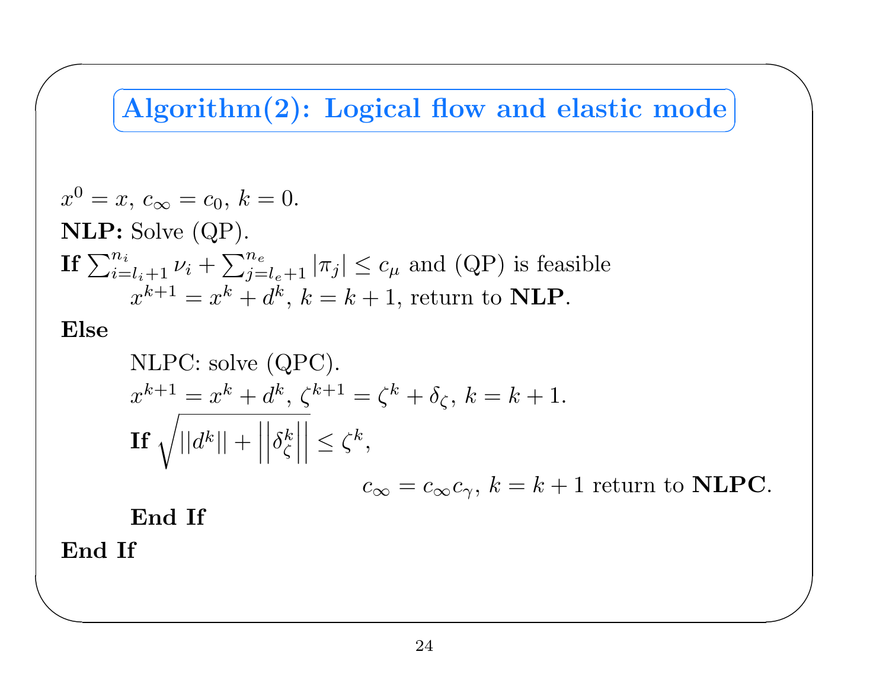## Algorithm(2): Logical flow and elastic mode

$x^0 = x$, $c_\infty = c_0$, $k = 0$.

**NLP:** Solve (QP).

**If** $\sum_{i=l_i+1}^{n_i} \nu_i + \sum_{j=l_e+1}^{n_e} |\pi_j| \leq c_\mu$ and (QP) is feasible

$x^{k+1} = x^k + d^k$, $k = k + 1$, return to **NLP**.

**Else**

NLPC: solve (QPC).

$x^{k+1} = x^k + d^k$, $\zeta^{k+1} = \zeta^k + \delta_\zeta$, $k = k + 1$.

**If** $\sqrt{||d^k|| + \left|\left|\delta_\zeta^k\right|\right|} \leq \zeta^k$,

$c_\infty = c_\infty c_\gamma$, $k = k + 1$ return to **NLPC**.

**End If**

**End If**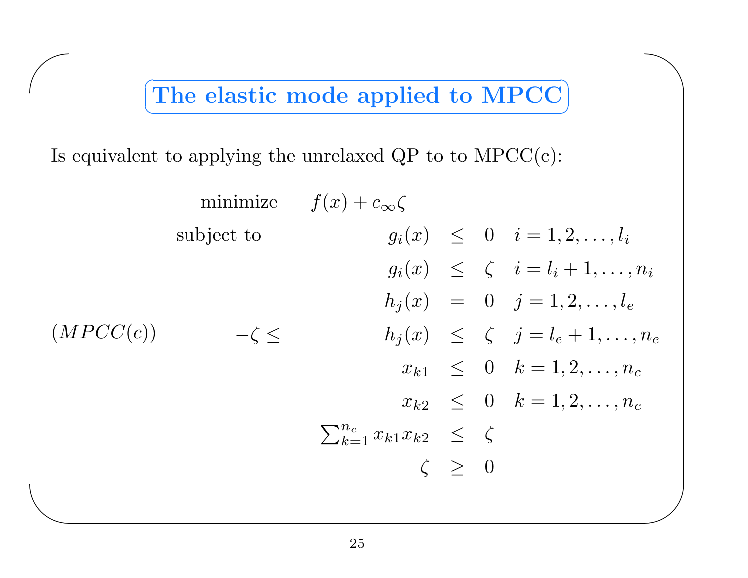## The elastic mode applied to MPCC

Is equivalent to applying the unrelaxed QP to to MPCC(c):

$$
(MPCC(c)) \qquad
\begin{array}{llrcll}
\text{minimize} & f(x) + c_\infty \zeta & & & & \\
\text{subject to} & & g_i(x) & \leq & 0 & i = 1, 2, \ldots, l_i \\
& & g_i(x) & \leq & \zeta & i = l_i + 1, \ldots, n_i \\
& & h_j(x) & = & 0 & j = 1, 2, \ldots, l_e \\
& -\zeta \leq & h_j(x) & \leq & \zeta & j = l_e + 1, \ldots, n_e \\
& & x_{k1} & \leq & 0 & k = 1, 2, \ldots, n_c \\
& & x_{k2} & \leq & 0 & k = 1, 2, \ldots, n_c \\
& & \sum_{k=1}^{n_c} x_{k1} x_{k2} & \leq & \zeta & \\
& & \zeta & \geq & 0 &
\end{array}
$$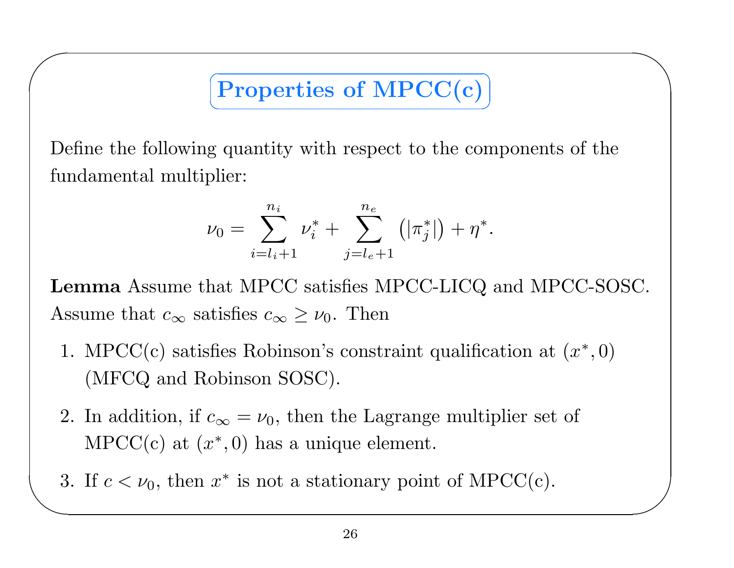## Properties of MPCC(c)

Define the following quantity with respect to the components of the fundamental multiplier:

$$\nu_0 = \sum_{i=l_i+1}^{n_i} \nu_i^* + \sum_{j=l_e+1}^{n_e} \left(|\pi_j^*|\right) + \eta^*.$$

**Lemma** Assume that MPCC satisfies MPCC-LICQ and MPCC-SOSC. Assume that $c_\infty$ satisfies $c_\infty \geq \nu_0$. Then

1. MPCC(c) satisfies Robinson's constraint qualification at $(x^*, 0)$ (MFCQ and Robinson SOSC).
2. In addition, if $c_\infty = \nu_0$, then the Lagrange multiplier set of MPCC(c) at $(x^*, 0)$ has a unique element.
3. If $c < \nu_0$, then $x^*$ is not a stationary point of MPCC(c).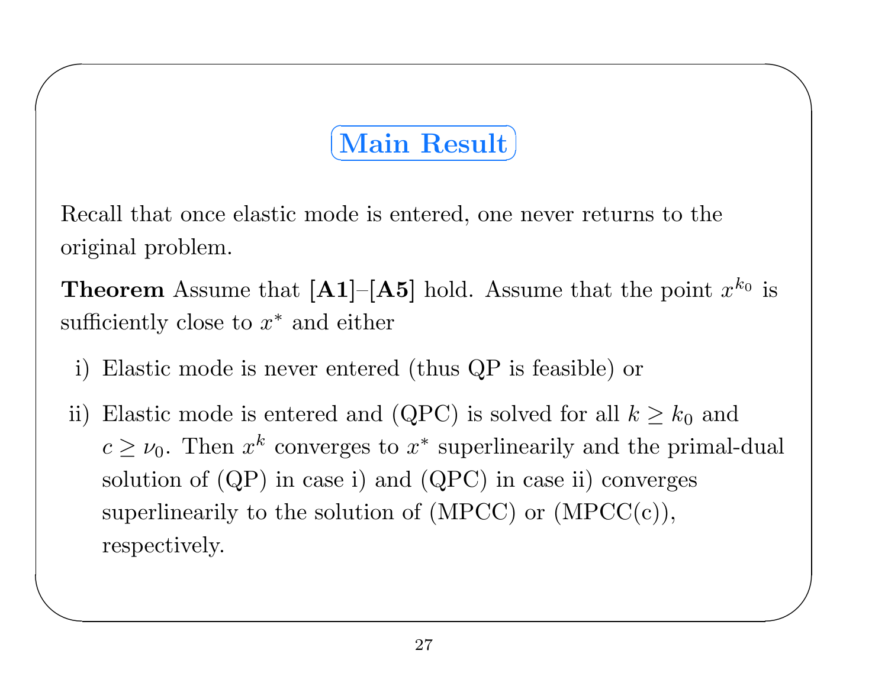## Main Result

Recall that once elastic mode is entered, one never returns to the original problem.

**Theorem** Assume that **[A1]**–**[A5]** hold. Assume that the point $x^{k_0}$ is sufficiently close to $x^*$ and either

i) Elastic mode is never entered (thus QP is feasible) or

ii) Elastic mode is entered and (QPC) is solved for all $k \geq k_0$ and $c \geq \nu_0$. Then $x^k$ converges to $x^*$ superlinearly and the primal-dual solution of (QP) in case i) and (QPC) in case ii) converges superlinearly to the solution of (MPCC) or (MPCC(c)), respectively.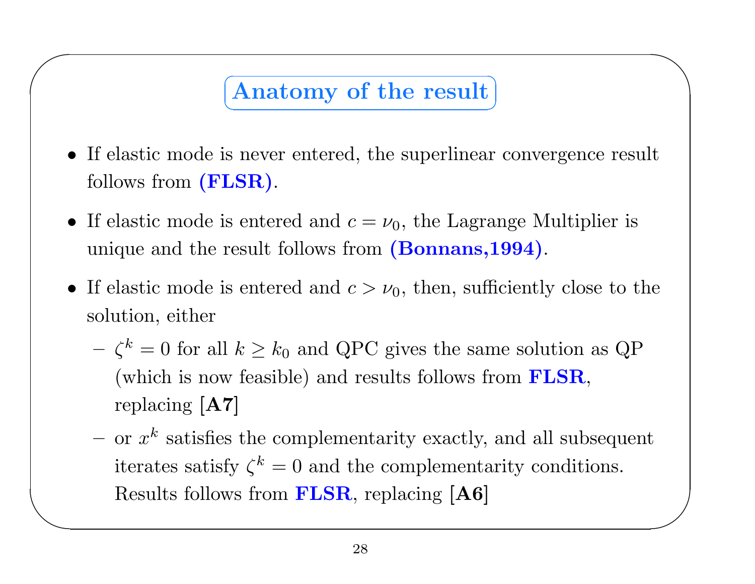# Anatomy of the result

- If elastic mode is never entered, the superlinear convergence result follows from **(FLSR)**.
- If elastic mode is entered and $c = \nu_0$, the Lagrange Multiplier is unique and the result follows from **(Bonnans,1994)**.
- If elastic mode is entered and $c > \nu_0$, then, sufficiently close to the solution, either
  - $\zeta^k = 0$ for all $k \geq k_0$ and QPC gives the same solution as QP (which is now feasible) and results follows from **FLSR**, replacing **[A7]**
  - or $x^k$ satisfies the complementarity exactly, and all subsequent iterates satisfy $\zeta^k = 0$ and the complementarity conditions. Results follows from **FLSR**, replacing **[A6]**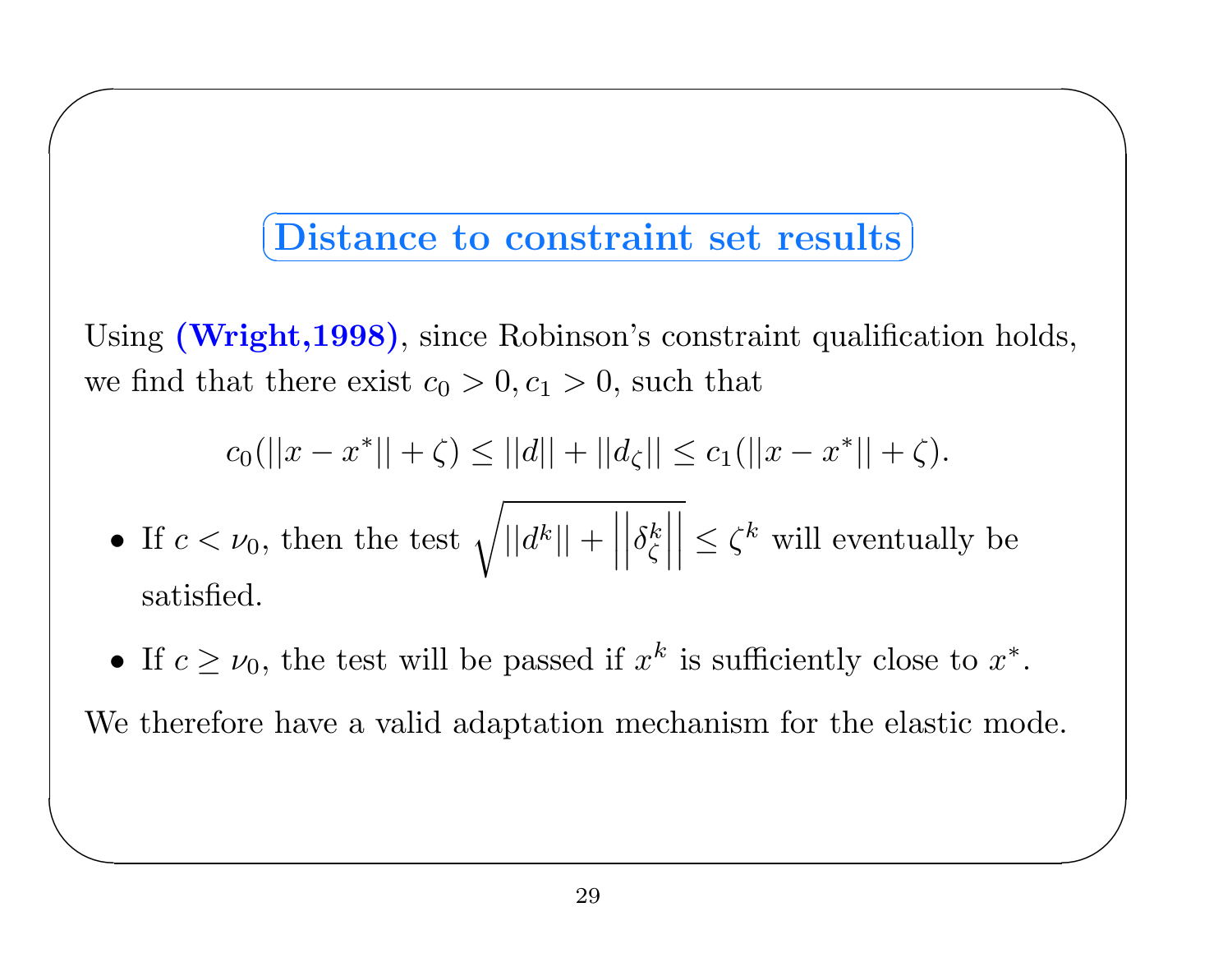## Distance to constraint set results

Using **(Wright,1998)**, since Robinson's constraint qualification holds, we find that there exist $c_0 > 0, c_1 > 0$, such that

$$c_0(||x - x^*|| + \zeta) \leq ||d|| + ||d_\zeta|| \leq c_1(||x - x^*|| + \zeta).$$

- If $c < \nu_0$, then the test $\sqrt{||d^k|| + \left|\left|\delta_\zeta^k\right|\right|} \leq \zeta^k$ will eventually be satisfied.
- If $c \geq \nu_0$, the test will be passed if $x^k$ is sufficiently close to $x^*$.

We therefore have a valid adaptation mechanism for the elastic mode.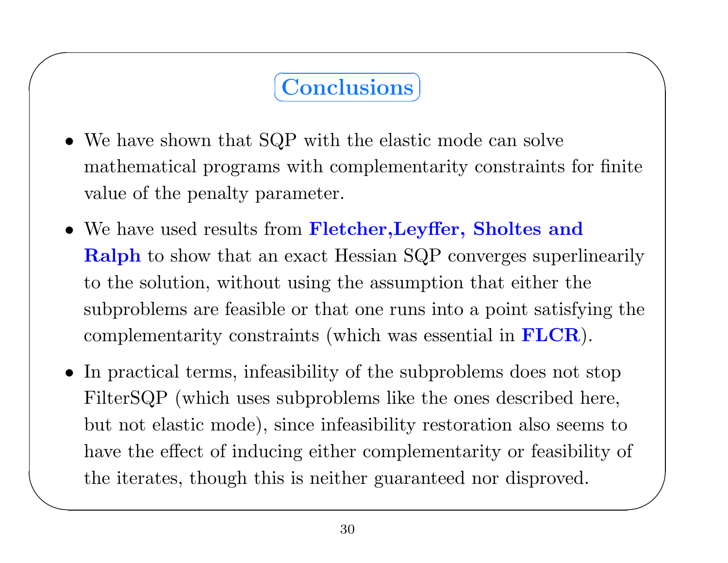# Conclusions

- We have shown that SQP with the elastic mode can solve mathematical programs with complementarity constraints for finite value of the penalty parameter.
- We have used results from **Fletcher,Leyffer, Sholtes and Ralph** to show that an exact Hessian SQP converges superlinearily to the solution, without using the assumption that either the subproblems are feasible or that one runs into a point satisfying the complementarity constraints (which was essential in **FLCR**).
- In practical terms, infeasibility of the subproblems does not stop FilterSQP (which uses subproblems like the ones described here, but not elastic mode), since infeasibility restoration also seems to have the effect of inducing either complementarity or feasibility of the iterates, though this is neither guaranteed nor disproved.